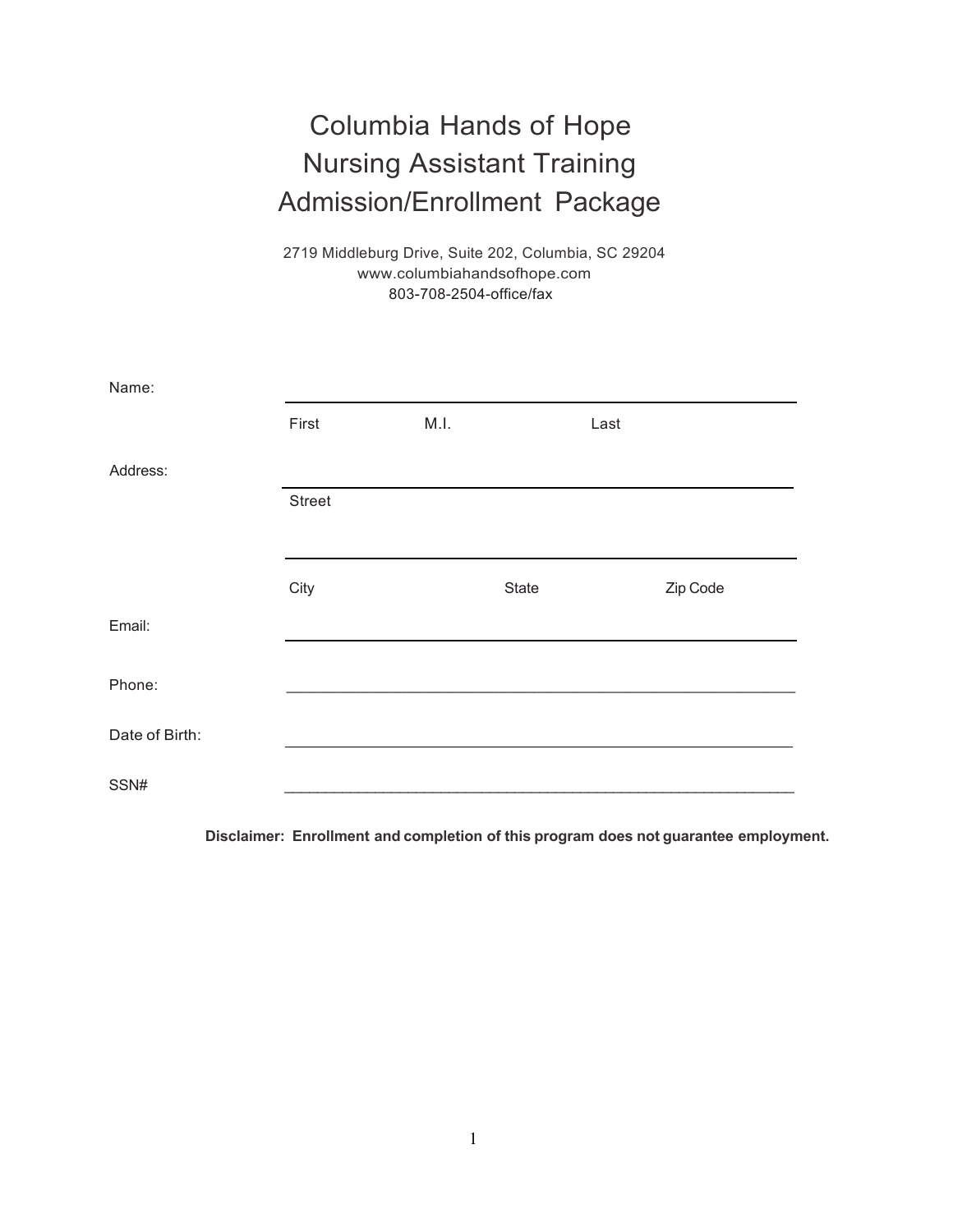# Columbia Hands of Hope
# Nursing Assistant Training
# Admission/Enrollment Package

2719 Middleburg Drive, Suite 202, Columbia, SC 29204
www.columbiahandsofhope.com
803-708-2504-office/fax

Name: ______________________________________________

First M.I. Last

Address: ______________________________________________

Street

______________________________________________

City State Zip Code

Email: ______________________________________________

Phone: ______________________________________________

Date of Birth: ______________________________________________

SSN# ______________________________________________

**Disclaimer: Enrollment and completion of this program does not guarantee employment.**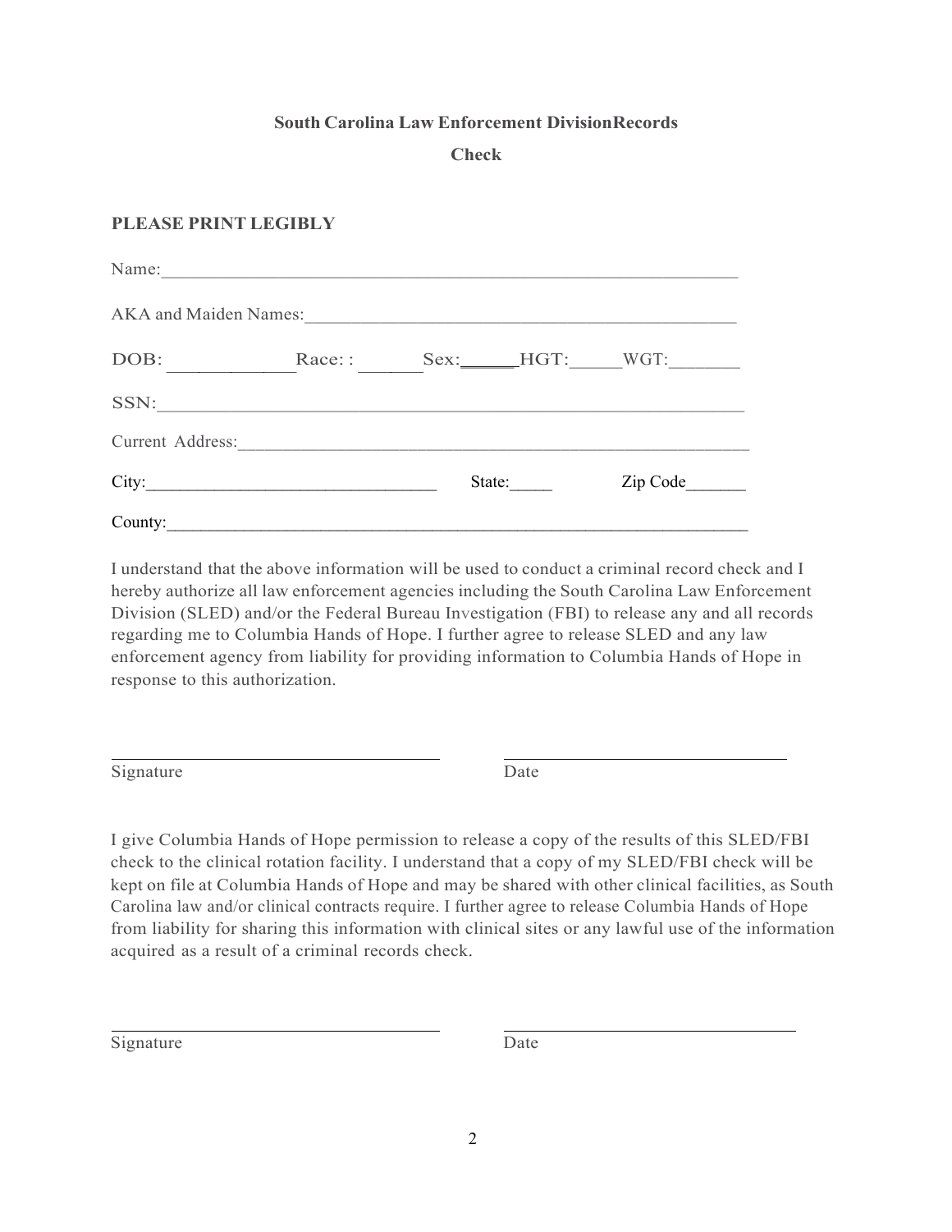## South Carolina Law Enforcement DivisionRecords Check

**PLEASE PRINT LEGIBLY**

Name:_______________________________________________________________

AKA and Maiden Names:_______________________________________________

DOB: ____________ Race: : ______ Sex:______ HGT:_____ WGT:_______

SSN:________________________________________________________________

Current Address:____________________________________________________

City:________________________________ State:_____ Zip Code_______

County:_____________________________________________________________

I understand that the above information will be used to conduct a criminal record check and I hereby authorize all law enforcement agencies including the South Carolina Law Enforcement Division (SLED) and/or the Federal Bureau Investigation (FBI) to release any and all records regarding me to Columbia Hands of Hope. I further agree to release SLED and any law enforcement agency from liability for providing information to Columbia Hands of Hope in response to this authorization.

______________________________ ______________________________

Signature Date

I give Columbia Hands of Hope permission to release a copy of the results of this SLED/FBI check to the clinical rotation facility. I understand that a copy of my SLED/FBI check will be kept on file at Columbia Hands of Hope and may be shared with other clinical facilities, as South Carolina law and/or clinical contracts require. I further agree to release Columbia Hands of Hope from liability for sharing this information with clinical sites or any lawful use of the information acquired as a result of a criminal records check.

______________________________ ______________________________

Signature Date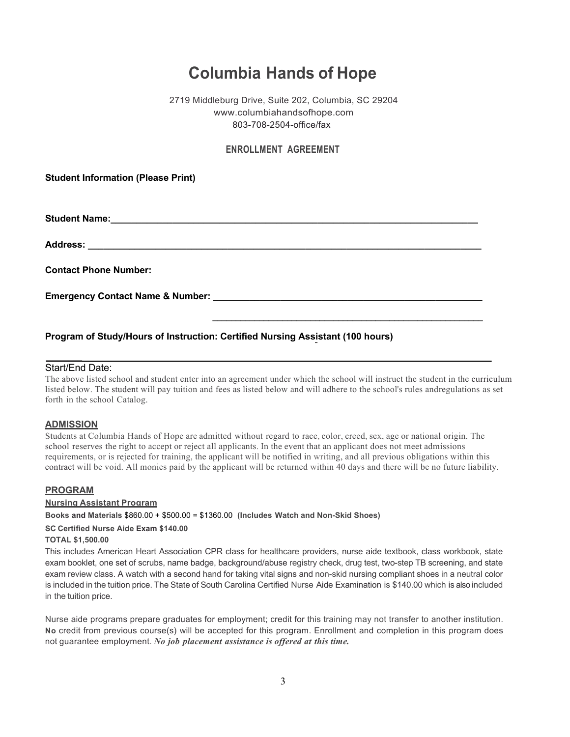# Columbia Hands of Hope

2719 Middleburg Drive, Suite 202, Columbia, SC 29204
www.columbiahandsofhope.com
803-708-2504-office/fax

## ENROLLMENT AGREEMENT

**Student Information (Please Print)**

**Student Name:**___________________________________________________________________________

**Address:** ________________________________________________________________________________

**Contact Phone Number:**

**Emergency Contact Name & Number:** ______________________________________________________

______________________________________________________

**Program of Study/Hours of Instruction: Certified Nursing Assistant (100 hours)**

Start/End Date:

The above listed school and student enter into an agreement under which the school will instruct the student in the curriculum listed below. The student will pay tuition and fees as listed below and will adhere to the school's rules andregulations as set forth in the school Catalog.

### ADMISSION

Students at Columbia Hands of Hope are admitted without regard to race, color, creed, sex, age or national origin. The school reserves the right to accept or reject all applicants. In the event that an applicant does not meet admissions requirements, or is rejected for training, the applicant will be notified in writing, and all previous obligations within this contract will be void. All monies paid by the applicant will be returned within 40 days and there will be no future liability.

### PROGRAM

**Nursing Assistant Program**

**Books and Materials** $860.00 + $500.00 = $1360.00 **(Includes Watch and Non-Skid Shoes)**

**SC Certified Nurse Aide Exam $140.00**

**TOTAL $1,500.00**

This includes American Heart Association CPR class for healthcare providers, nurse aide textbook, class workbook, state exam booklet, one set of scrubs, name badge, background/abuse registry check, drug test, two-step TB screening, and state exam review class. A watch with a second hand for taking vital signs and non-skid nursing compliant shoes in a neutral color is included in the tuition price. The State of South Carolina Certified Nurse Aide Examination is $140.00 which is also included in the tuition price.

Nurse aide programs prepare graduates for employment; credit for this training may not transfer to another institution. **No** credit from previous course(s) will be accepted for this program. Enrollment and completion in this program does not guarantee employment. ***No job placement assistance is offered at this time.***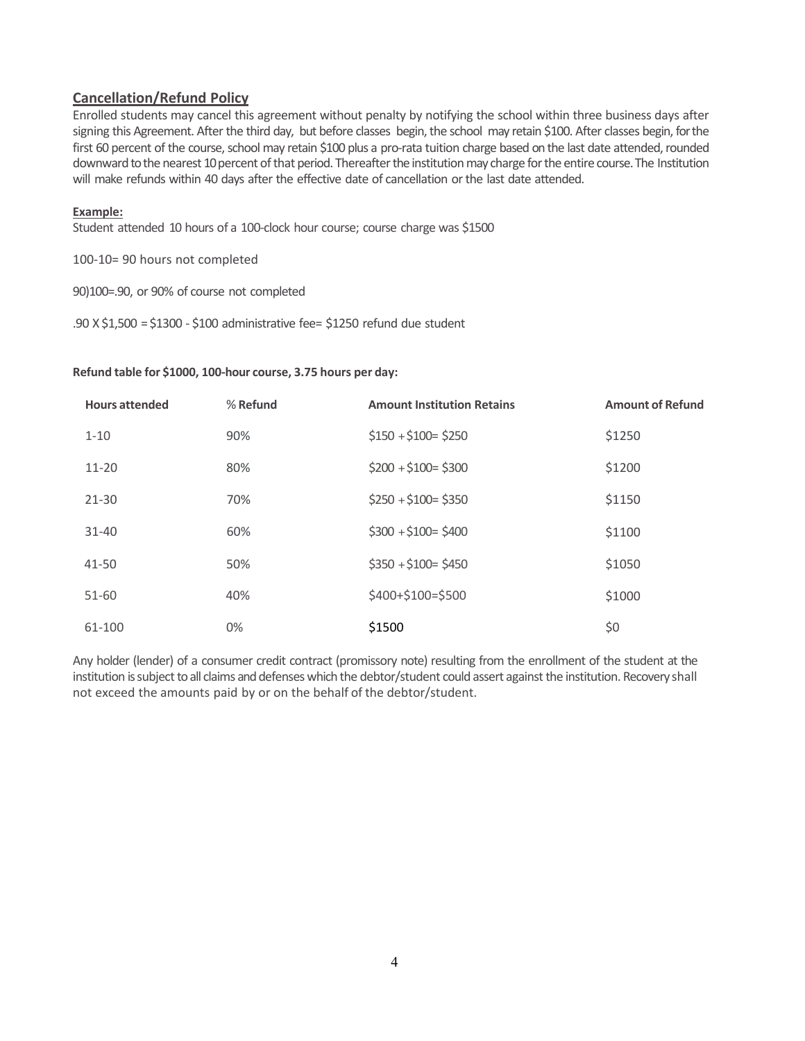## Cancellation/Refund Policy

Enrolled students may cancel this agreement without penalty by notifying the school within three business days after signing this Agreement. After the third day, but before classes begin, the school may retain $100. After classes begin, for the first 60 percent of the course, school may retain $100 plus a pro-rata tuition charge based on the last date attended, rounded downward to the nearest 10 percent of that period. Thereafter the institution may charge for the entire course. The Institution will make refunds within 40 days after the effective date of cancellation or the last date attended.

**Example:**

Student attended 10 hours of a 100-clock hour course; course charge was $1500

100-10= 90 hours not completed

90)100=.90, or 90% of course not completed

.90 X $1,500 = $1300 - $100 administrative fee= $1250 refund due student

**Refund table for $1000, 100-hour course, 3.75 hours per day:**

| Hours attended | % Refund | Amount Institution Retains | Amount of Refund |
|---|---|---|---|
| 1-10 | 90% | $150 + $100= $250 | $1250 |
| 11-20 | 80% | $200 + $100= $300 | $1200 |
| 21-30 | 70% | $250 + $100= $350 | $1150 |
| 31-40 | 60% | $300 + $100= $400 | $1100 |
| 41-50 | 50% | $350 + $100= $450 | $1050 |
| 51-60 | 40% | $400+$100=$500 | $1000 |
| 61-100 | 0% | $1500 | $0 |

Any holder (lender) of a consumer credit contract (promissory note) resulting from the enrollment of the student at the institution is subject to all claims and defenses which the debtor/student could assert against the institution. Recovery shall not exceed the amounts paid by or on the behalf of the debtor/student.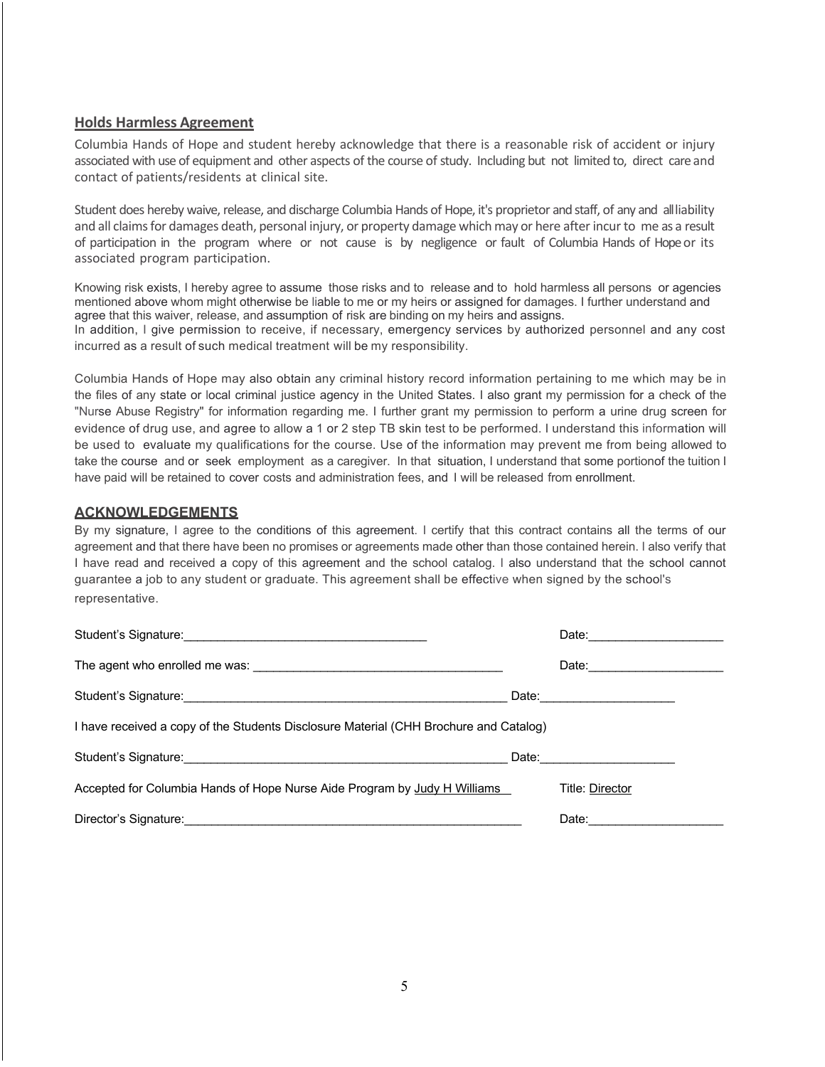## Holds Harmless Agreement

Columbia Hands of Hope and student hereby acknowledge that there is a reasonable risk of accident or injury associated with use of equipment and other aspects of the course of study. Including but not limited to, direct care and contact of patients/residents at clinical site.

Student does hereby waive, release, and discharge Columbia Hands of Hope, it's proprietor and staff, of any and all liability and all claims for damages death, personal injury, or property damage which may or here after incur to me as a result of participation in the program where or not cause is by negligence or fault of Columbia Hands of Hope or its associated program participation.

Knowing risk exists, I hereby agree to assume those risks and to release and to hold harmless all persons or agencies mentioned above whom might otherwise be liable to me or my heirs or assigned for damages. I further understand and agree that this waiver, release, and assumption of risk are binding on my heirs and assigns.
In addition, I give permission to receive, if necessary, emergency services by authorized personnel and any cost incurred as a result of such medical treatment will be my responsibility.

Columbia Hands of Hope may also obtain any criminal history record information pertaining to me which may be in the files of any state or local criminal justice agency in the United States. I also grant my permission for a check of the "Nurse Abuse Registry" for information regarding me. I further grant my permission to perform a urine drug screen for evidence of drug use, and agree to allow a 1 or 2 step TB skin test to be performed. I understand this information will be used to evaluate my qualifications for the course. Use of the information may prevent me from being allowed to take the course and or seek employment as a caregiver. In that situation, I understand that some portionof the tuition I have paid will be retained to cover costs and administration fees, and I will be released from enrollment.

## ACKNOWLEDGEMENTS

By my signature, I agree to the conditions of this agreement. I certify that this contract contains all the terms of our agreement and that there have been no promises or agreements made other than those contained herein. I also verify that I have read and received a copy of this agreement and the school catalog. I also understand that the school cannot guarantee a job to any student or graduate. This agreement shall be effective when signed by the school's representative.

Student's Signature:___________________________________ Date:____________________

The agent who enrolled me was: _____________________________________ Date:____________________

Student's Signature:_________________________________________________ Date:____________________

I have received a copy of the Students Disclosure Material (CHH Brochure and Catalog)

Student's Signature:_________________________________________________ Date:____________________

Accepted for Columbia Hands of Hope Nurse Aide Program by Judy H Williams Title: Director

Director's Signature:____________________________________________________ Date:____________________